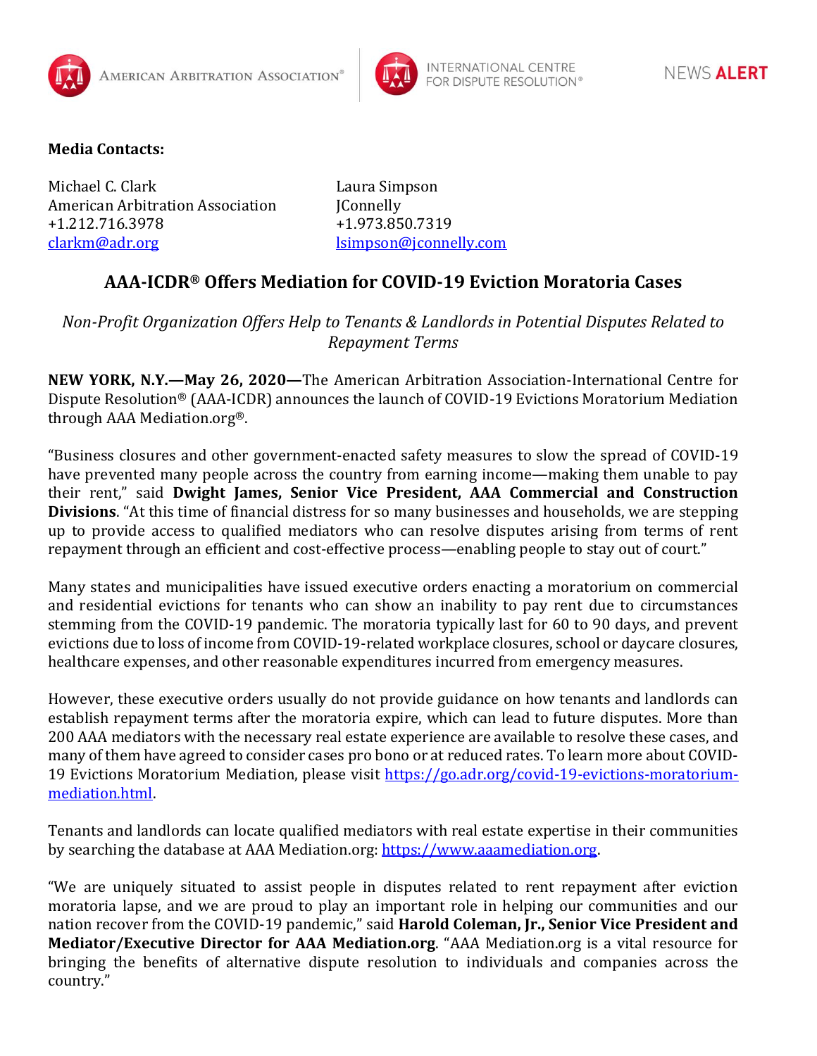**Media Contacts:**

Michael C. Clark
American Arbitration Association
+1.212.716.3978
clarkm@adr.org

Laura Simpson
JConnelly
+1.973.850.7319
lsimpson@jconnelly.com

# AAA-ICDR® Offers Mediation for COVID-19 Eviction Moratoria Cases

*Non-Profit Organization Offers Help to Tenants & Landlords in Potential Disputes Related to Repayment Terms*

**NEW YORK, N.Y.—May 26, 2020—**The American Arbitration Association-International Centre for Dispute Resolution® (AAA-ICDR) announces the launch of COVID-19 Evictions Moratorium Mediation through AAA Mediation.org®.

"Business closures and other government-enacted safety measures to slow the spread of COVID-19 have prevented many people across the country from earning income—making them unable to pay their rent," said **Dwight James, Senior Vice President, AAA Commercial and Construction Divisions**. "At this time of financial distress for so many businesses and households, we are stepping up to provide access to qualified mediators who can resolve disputes arising from terms of rent repayment through an efficient and cost-effective process—enabling people to stay out of court."

Many states and municipalities have issued executive orders enacting a moratorium on commercial and residential evictions for tenants who can show an inability to pay rent due to circumstances stemming from the COVID-19 pandemic. The moratoria typically last for 60 to 90 days, and prevent evictions due to loss of income from COVID-19-related workplace closures, school or daycare closures, healthcare expenses, and other reasonable expenditures incurred from emergency measures.

However, these executive orders usually do not provide guidance on how tenants and landlords can establish repayment terms after the moratoria expire, which can lead to future disputes. More than 200 AAA mediators with the necessary real estate experience are available to resolve these cases, and many of them have agreed to consider cases pro bono or at reduced rates. To learn more about COVID-19 Evictions Moratorium Mediation, please visit https://go.adr.org/covid-19-evictions-moratorium-mediation.html.

Tenants and landlords can locate qualified mediators with real estate expertise in their communities by searching the database at AAA Mediation.org: https://www.aaamediation.org.

"We are uniquely situated to assist people in disputes related to rent repayment after eviction moratoria lapse, and we are proud to play an important role in helping our communities and our nation recover from the COVID-19 pandemic," said **Harold Coleman, Jr., Senior Vice President and Mediator/Executive Director for AAA Mediation.org**. "AAA Mediation.org is a vital resource for bringing the benefits of alternative dispute resolution to individuals and companies across the country."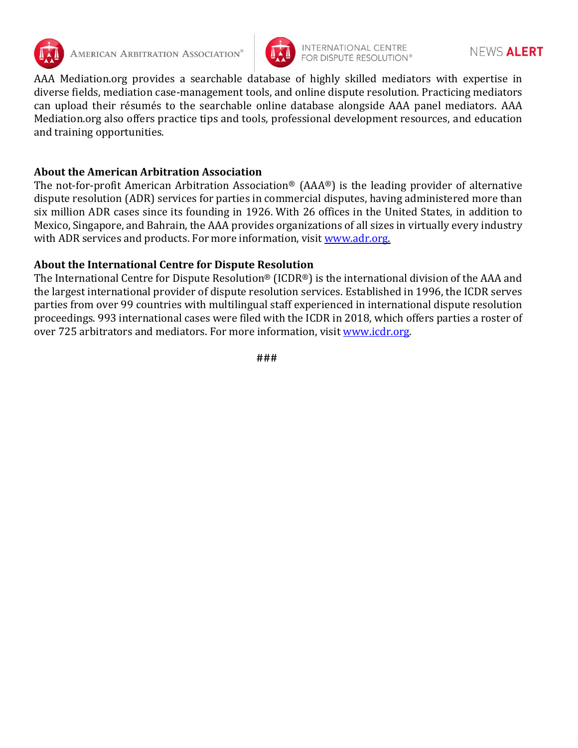AAA Mediation.org provides a searchable database of highly skilled mediators with expertise in diverse fields, mediation case-management tools, and online dispute resolution. Practicing mediators can upload their résumés to the searchable online database alongside AAA panel mediators. AAA Mediation.org also offers practice tips and tools, professional development resources, and education and training opportunities.

**About the American Arbitration Association**

The not-for-profit American Arbitration Association® (AAA®) is the leading provider of alternative dispute resolution (ADR) services for parties in commercial disputes, having administered more than six million ADR cases since its founding in 1926. With 26 offices in the United States, in addition to Mexico, Singapore, and Bahrain, the AAA provides organizations of all sizes in virtually every industry with ADR services and products. For more information, visit www.adr.org.

**About the International Centre for Dispute Resolution**

The International Centre for Dispute Resolution® (ICDR®) is the international division of the AAA and the largest international provider of dispute resolution services. Established in 1996, the ICDR serves parties from over 99 countries with multilingual staff experienced in international dispute resolution proceedings. 993 international cases were filed with the ICDR in 2018, which offers parties a roster of over 725 arbitrators and mediators. For more information, visit www.icdr.org.

###